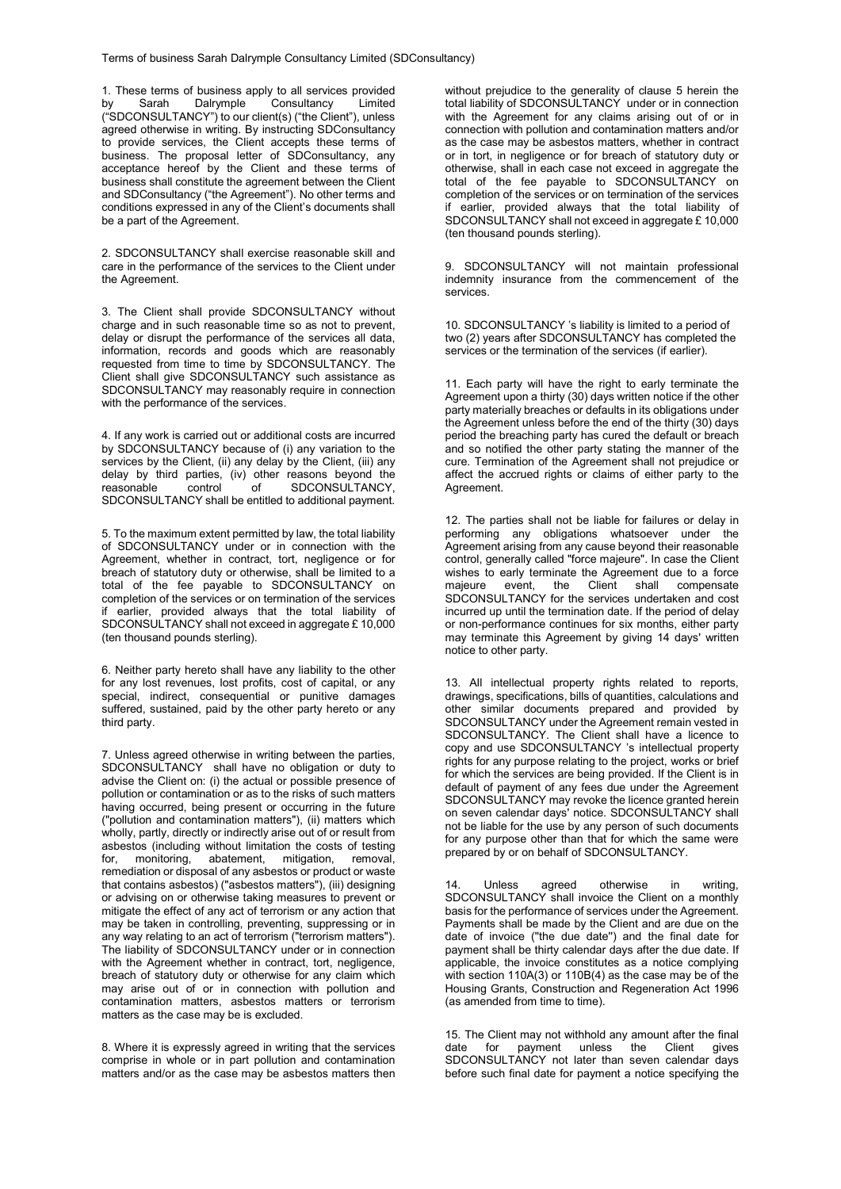Terms of business Sarah Dalrymple Consultancy Limited (SDConsultancy)

1. These terms of business apply to all services provided by Sarah Dalrymple Consultancy Limited ("SDCONSULTANCY") to our client(s) ("the Client"), unless agreed otherwise in writing. By instructing SDConsultancy to provide services, the Client accepts these terms of business. The proposal letter of SDConsultancy, any acceptance hereof by the Client and these terms of business shall constitute the agreement between the Client and SDConsultancy ("the Agreement"). No other terms and conditions expressed in any of the Client's documents shall be a part of the Agreement.

2. SDCONSULTANCY shall exercise reasonable skill and care in the performance of the services to the Client under the Agreement.

3. The Client shall provide SDCONSULTANCY without charge and in such reasonable time so as not to prevent, delay or disrupt the performance of the services all data, information, records and goods which are reasonably requested from time to time by SDCONSULTANCY. The Client shall give SDCONSULTANCY such assistance as SDCONSULTANCY may reasonably require in connection with the performance of the services.

4. If any work is carried out or additional costs are incurred by SDCONSULTANCY because of (i) any variation to the services by the Client, (ii) any delay by the Client, (iii) any delay by third parties, (iv) other reasons beyond the reasonable control of SDCONSULTANCY, SDCONSULTANCY shall be entitled to additional payment.

5. To the maximum extent permitted by law, the total liability of SDCONSULTANCY under or in connection with the Agreement, whether in contract, tort, negligence or for breach of statutory duty or otherwise, shall be limited to a total of the fee payable to SDCONSULTANCY on completion of the services or on termination of the services if earlier, provided always that the total liability of SDCONSULTANCY shall not exceed in aggregate £ 10,000 (ten thousand pounds sterling).

6. Neither party hereto shall have any liability to the other for any lost revenues, lost profits, cost of capital, or any special, indirect, consequential or punitive damages suffered, sustained, paid by the other party hereto or any third party.

7. Unless agreed otherwise in writing between the parties, SDCONSULTANCY shall have no obligation or duty to advise the Client on: (i) the actual or possible presence of pollution or contamination or as to the risks of such matters having occurred, being present or occurring in the future ("pollution and contamination matters"), (ii) matters which wholly, partly, directly or indirectly arise out of or result from asbestos (including without limitation the costs of testing for, monitoring, abatement, mitigation, removal, remediation or disposal of any asbestos or product or waste that contains asbestos) ("asbestos matters"), (iii) designing or advising on or otherwise taking measures to prevent or mitigate the effect of any act of terrorism or any action that may be taken in controlling, preventing, suppressing or in any way relating to an act of terrorism ("terrorism matters"). The liability of SDCONSULTANCY under or in connection with the Agreement whether in contract, tort, negligence, breach of statutory duty or otherwise for any claim which may arise out of or in connection with pollution and contamination matters, asbestos matters or terrorism matters as the case may be is excluded.

8. Where it is expressly agreed in writing that the services comprise in whole or in part pollution and contamination matters and/or as the case may be asbestos matters then without prejudice to the generality of clause 5 herein the total liability of SDCONSULTANCY under or in connection with the Agreement for any claims arising out of or in connection with pollution and contamination matters and/or as the case may be asbestos matters, whether in contract or in tort, in negligence or for breach of statutory duty or otherwise, shall in each case not exceed in aggregate the total of the fee payable to SDCONSULTANCY on completion of the services or on termination of the services if earlier, provided always that the total liability of SDCONSULTANCY shall not exceed in aggregate £ 10,000 (ten thousand pounds sterling).

9. SDCONSULTANCY will not maintain professional indemnity insurance from the commencement of the services.

10. SDCONSULTANCY 's liability is limited to a period of two (2) years after SDCONSULTANCY has completed the services or the termination of the services (if earlier).

11. Each party will have the right to early terminate the Agreement upon a thirty (30) days written notice if the other party materially breaches or defaults in its obligations under the Agreement unless before the end of the thirty (30) days period the breaching party has cured the default or breach and so notified the other party stating the manner of the cure. Termination of the Agreement shall not prejudice or affect the accrued rights or claims of either party to the Agreement.

12. The parties shall not be liable for failures or delay in performing any obligations whatsoever under the Agreement arising from any cause beyond their reasonable control, generally called "force majeure". In case the Client wishes to early terminate the Agreement due to a force majeure event, the Client shall compensate SDCONSULTANCY for the services undertaken and cost incurred up until the termination date. If the period of delay or non-performance continues for six months, either party may terminate this Agreement by giving 14 days' written notice to other party.

13. All intellectual property rights related to reports, drawings, specifications, bills of quantities, calculations and other similar documents prepared and provided by SDCONSULTANCY under the Agreement remain vested in SDCONSULTANCY. The Client shall have a licence to copy and use SDCONSULTANCY 's intellectual property rights for any purpose relating to the project, works or brief for which the services are being provided. If the Client is in default of payment of any fees due under the Agreement SDCONSULTANCY may revoke the licence granted herein on seven calendar days' notice. SDCONSULTANCY shall not be liable for the use by any person of such documents for any purpose other than that for which the same were prepared by or on behalf of SDCONSULTANCY.

14. Unless agreed otherwise in writing, SDCONSULTANCY shall invoice the Client on a monthly basis for the performance of services under the Agreement. Payments shall be made by the Client and are due on the date of invoice ("the due date") and the final date for payment shall be thirty calendar days after the due date. If applicable, the invoice constitutes as a notice complying with section 110A(3) or 110B(4) as the case may be of the Housing Grants, Construction and Regeneration Act 1996 (as amended from time to time).

15. The Client may not withhold any amount after the final date for payment unless the Client gives SDCONSULTANCY not later than seven calendar days before such final date for payment a notice specifying the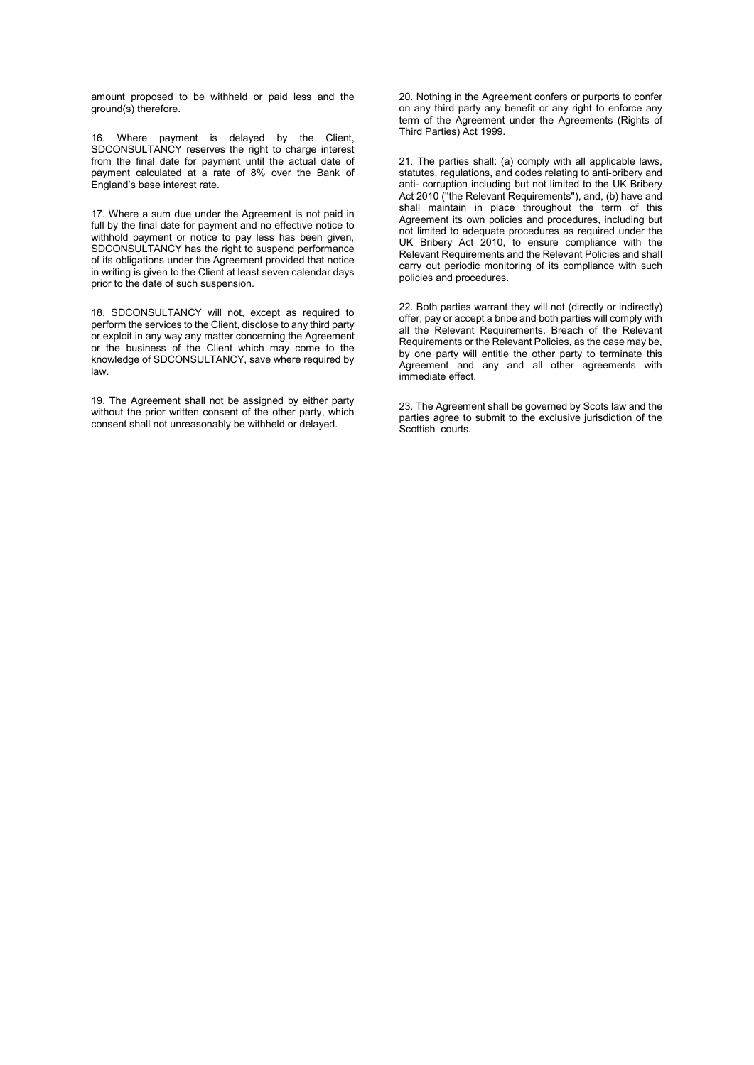amount proposed to be withheld or paid less and the ground(s) therefore.

16. Where payment is delayed by the Client, SDCONSULTANCY reserves the right to charge interest from the final date for payment until the actual date of payment calculated at a rate of 8% over the Bank of England's base interest rate.

17. Where a sum due under the Agreement is not paid in full by the final date for payment and no effective notice to withhold payment or notice to pay less has been given, SDCONSULTANCY has the right to suspend performance of its obligations under the Agreement provided that notice in writing is given to the Client at least seven calendar days prior to the date of such suspension.

18. SDCONSULTANCY will not, except as required to perform the services to the Client, disclose to any third party or exploit in any way any matter concerning the Agreement or the business of the Client which may come to the knowledge of SDCONSULTANCY, save where required by law.

19. The Agreement shall not be assigned by either party without the prior written consent of the other party, which consent shall not unreasonably be withheld or delayed.

20. Nothing in the Agreement confers or purports to confer on any third party any benefit or any right to enforce any term of the Agreement under the Agreements (Rights of Third Parties) Act 1999.

21. The parties shall: (a) comply with all applicable laws, statutes, regulations, and codes relating to anti-bribery and anti- corruption including but not limited to the UK Bribery Act 2010 ("the Relevant Requirements"), and, (b) have and shall maintain in place throughout the term of this Agreement its own policies and procedures, including but not limited to adequate procedures as required under the UK Bribery Act 2010, to ensure compliance with the Relevant Requirements and the Relevant Policies and shall carry out periodic monitoring of its compliance with such policies and procedures.

22. Both parties warrant they will not (directly or indirectly) offer, pay or accept a bribe and both parties will comply with all the Relevant Requirements. Breach of the Relevant Requirements or the Relevant Policies, as the case may be, by one party will entitle the other party to terminate this Agreement and any and all other agreements with immediate effect.

23. The Agreement shall be governed by Scots law and the parties agree to submit to the exclusive jurisdiction of the Scottish courts.